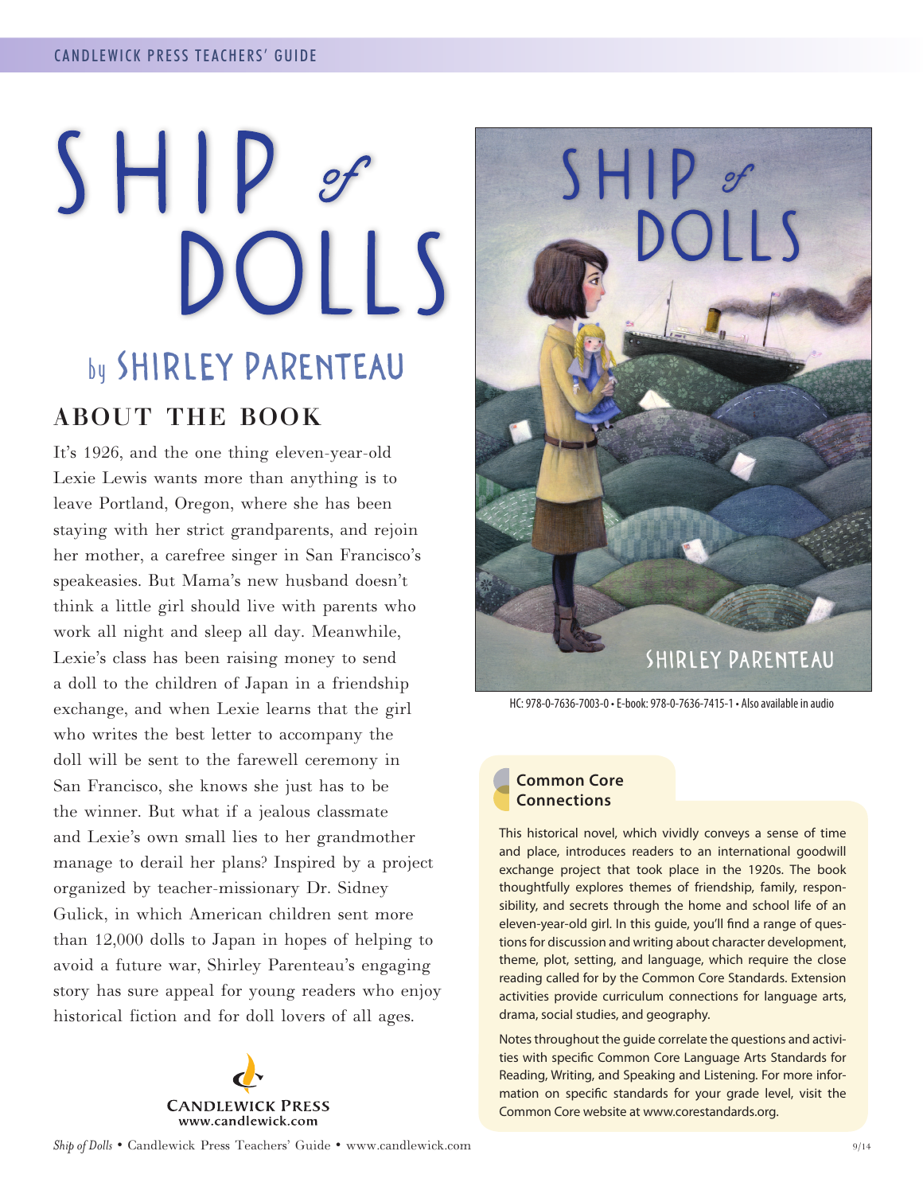# SHIP of DOLLS

## by SHIRLEY PARENTEAU

## ABOUT THE BOOK

It's 1926, and the one thing eleven-year-old Lexie Lewis wants more than anything is to leave Portland, Oregon, where she has been staying with her strict grandparents, and rejoin her mother, a carefree singer in San Francisco's speakeasies. But Mama's new husband doesn't think a little girl should live with parents who work all night and sleep all day. Meanwhile, Lexie's class has been raising money to send a doll to the children of Japan in a friendship exchange, and when Lexie learns that the girl who writes the best letter to accompany the doll will be sent to the farewell ceremony in San Francisco, she knows she just has to be the winner. But what if a jealous classmate and Lexie's own small lies to her grandmother manage to derail her plans? Inspired by a project organized by teacher-missionary Dr. Sidney Gulick, in which American children sent more than 12,000 dolls to Japan in hopes of helping to avoid a future war, Shirley Parenteau's engaging story has sure appeal for young readers who enjoy historical fiction and for doll lovers of all ages.

HC: 978-0-7636-7003-0 • E-book: 978-0-7636-7415-1 • Also available in audio

**Common Core Connections**

This historical novel, which vividly conveys a sense of time and place, introduces readers to an international goodwill exchange project that took place in the 1920s. The book thoughtfully explores themes of friendship, family, responsibility, and secrets through the home and school life of an eleven-year-old girl. In this guide, you'll find a range of questions for discussion and writing about character development, theme, plot, setting, and language, which require the close reading called for by the Common Core Standards. Extension activities provide curriculum connections for language arts, drama, social studies, and geography.

Notes throughout the guide correlate the questions and activities with specific Common Core Language Arts Standards for Reading, Writing, and Speaking and Listening. For more information on specific standards for your grade level, visit the Common Core website at www.corestandards.org.

CANDLEWICK PRESS
www.candlewick.com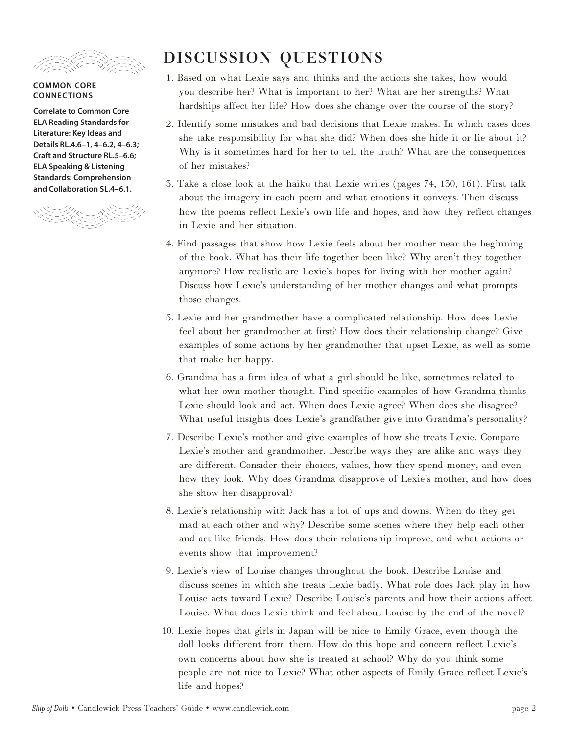**COMMON CORE CONNECTIONS**

**Correlate to Common Core ELA Reading Standards for Literature: Key Ideas and Details RL.4.6–1, 4–6.2, 4–6.3; Craft and Structure RL.5–6.6; ELA Speaking & Listening Standards: Comprehension and Collaboration SL.4–6.1.**

# DISCUSSION QUESTIONS

1. Based on what Lexie says and thinks and the actions she takes, how would you describe her? What is important to her? What are her strengths? What hardships affect her life? How does she change over the course of the story?
2. Identify some mistakes and bad decisions that Lexie makes. In which cases does she take responsibility for what she did? When does she hide it or lie about it? Why is it sometimes hard for her to tell the truth? What are the consequences of her mistakes?
3. Take a close look at the haiku that Lexie writes (pages 74, 130, 161). First talk about the imagery in each poem and what emotions it conveys. Then discuss how the poems reflect Lexie's own life and hopes, and how they reflect changes in Lexie and her situation.
4. Find passages that show how Lexie feels about her mother near the beginning of the book. What has their life together been like? Why aren't they together anymore? How realistic are Lexie's hopes for living with her mother again? Discuss how Lexie's understanding of her mother changes and what prompts those changes.
5. Lexie and her grandmother have a complicated relationship. How does Lexie feel about her grandmother at first? How does their relationship change? Give examples of some actions by her grandmother that upset Lexie, as well as some that make her happy.
6. Grandma has a firm idea of what a girl should be like, sometimes related to what her own mother thought. Find specific examples of how Grandma thinks Lexie should look and act. When does Lexie agree? When does she disagree? What useful insights does Lexie's grandfather give into Grandma's personality?
7. Describe Lexie's mother and give examples of how she treats Lexie. Compare Lexie's mother and grandmother. Describe ways they are alike and ways they are different. Consider their choices, values, how they spend money, and even how they look. Why does Grandma disapprove of Lexie's mother, and how does she show her disapproval?
8. Lexie's relationship with Jack has a lot of ups and downs. When do they get mad at each other and why? Describe some scenes where they help each other and act like friends. How does their relationship improve, and what actions or events show that improvement?
9. Lexie's view of Louise changes throughout the book. Describe Louise and discuss scenes in which she treats Lexie badly. What role does Jack play in how Louise acts toward Lexie? Describe Louise's parents and how their actions affect Louise. What does Lexie think and feel about Louise by the end of the novel?
10. Lexie hopes that girls in Japan will be nice to Emily Grace, even though the doll looks different from them. How do this hope and concern reflect Lexie's own concerns about how she is treated at school? Why do you think some people are not nice to Lexie? What other aspects of Emily Grace reflect Lexie's life and hopes?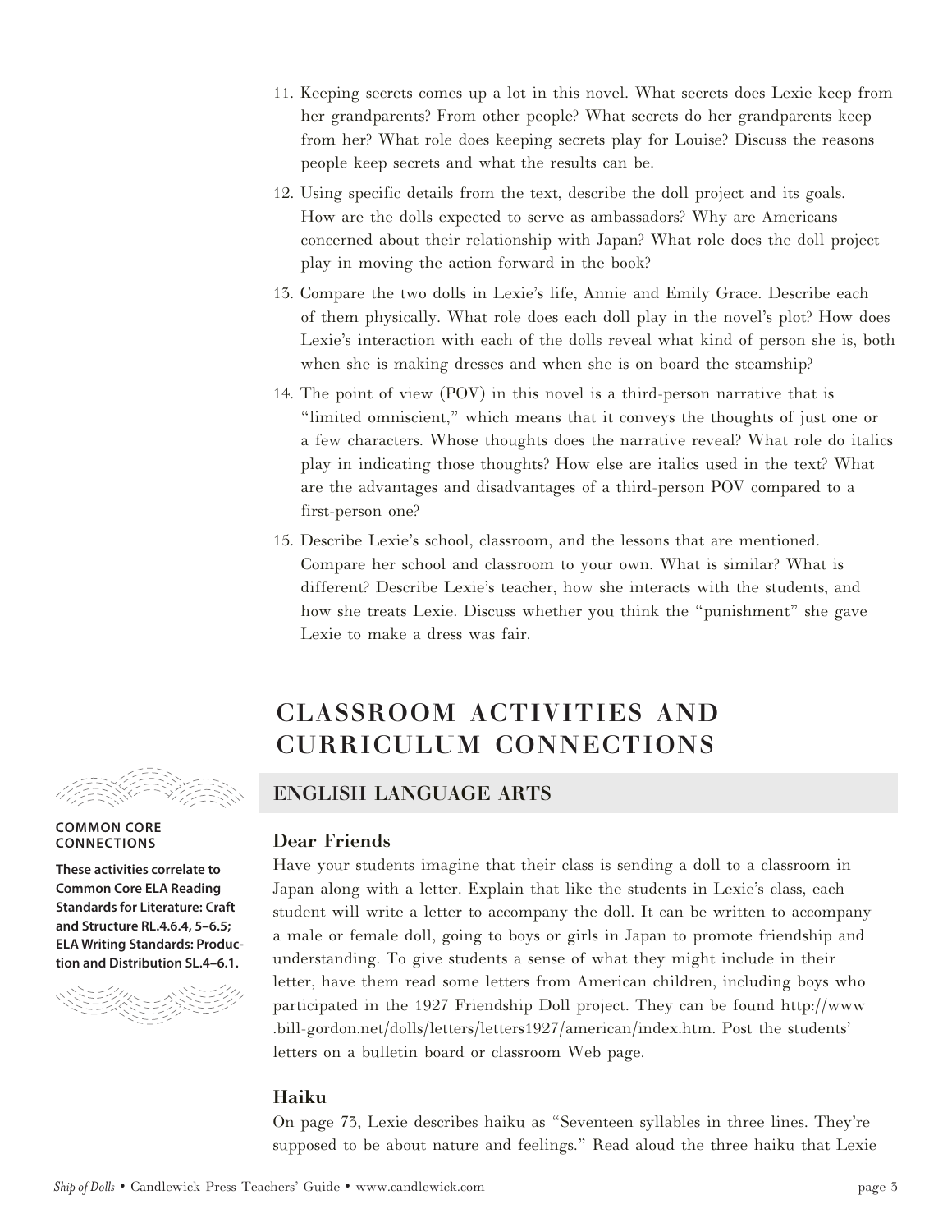11. Keeping secrets comes up a lot in this novel. What secrets does Lexie keep from her grandparents? From other people? What secrets do her grandparents keep from her? What role does keeping secrets play for Louise? Discuss the reasons people keep secrets and what the results can be.

12. Using specific details from the text, describe the doll project and its goals. How are the dolls expected to serve as ambassadors? Why are Americans concerned about their relationship with Japan? What role does the doll project play in moving the action forward in the book?

13. Compare the two dolls in Lexie's life, Annie and Emily Grace. Describe each of them physically. What role does each doll play in the novel's plot? How does Lexie's interaction with each of the dolls reveal what kind of person she is, both when she is making dresses and when she is on board the steamship?

14. The point of view (POV) in this novel is a third-person narrative that is "limited omniscient," which means that it conveys the thoughts of just one or a few characters. Whose thoughts does the narrative reveal? What role do italics play in indicating those thoughts? How else are italics used in the text? What are the advantages and disadvantages of a third-person POV compared to a first-person one?

15. Describe Lexie's school, classroom, and the lessons that are mentioned. Compare her school and classroom to your own. What is similar? What is different? Describe Lexie's teacher, how she interacts with the students, and how she treats Lexie. Discuss whether you think the "punishment" she gave Lexie to make a dress was fair.

## CLASSROOM ACTIVITIES AND CURRICULUM CONNECTIONS

### ENGLISH LANGUAGE ARTS

**COMMON CORE CONNECTIONS**

**These activities correlate to Common Core ELA Reading Standards for Literature: Craft and Structure RL.4.6.4, 5–6.5; ELA Writing Standards: Production and Distribution SL.4–6.1.**

#### Dear Friends

Have your students imagine that their class is sending a doll to a classroom in Japan along with a letter. Explain that like the students in Lexie's class, each student will write a letter to accompany the doll. It can be written to accompany a male or female doll, going to boys or girls in Japan to promote friendship and understanding. To give students a sense of what they might include in their letter, have them read some letters from American children, including boys who participated in the 1927 Friendship Doll project. They can be found http://www.bill-gordon.net/dolls/letters/letters1927/american/index.htm. Post the students' letters on a bulletin board or classroom Web page.

#### Haiku

On page 73, Lexie describes haiku as "Seventeen syllables in three lines. They're supposed to be about nature and feelings." Read aloud the three haiku that Lexie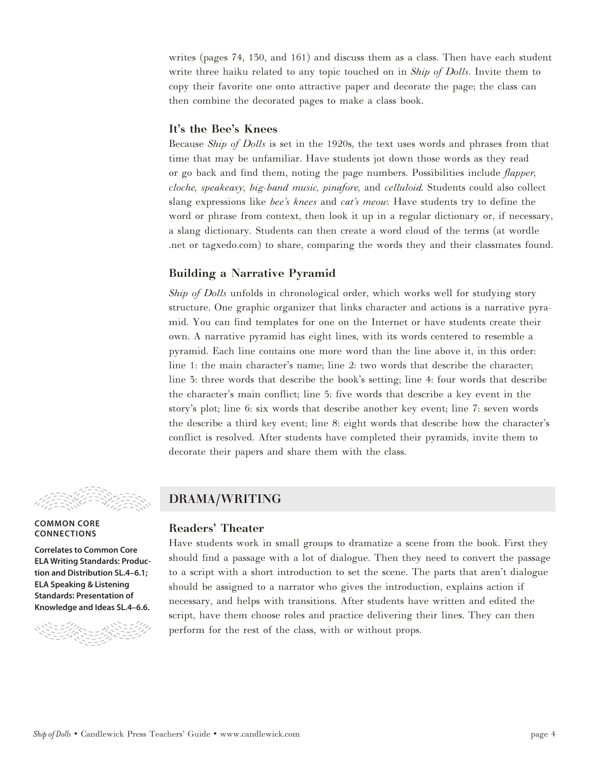writes (pages 74, 130, and 161) and discuss them as a class. Then have each student write three haiku related to any topic touched on in *Ship of Dolls*. Invite them to copy their favorite one onto attractive paper and decorate the page; the class can then combine the decorated pages to make a class book.

### It's the Bee's Knees

Because *Ship of Dolls* is set in the 1920s, the text uses words and phrases from that time that may be unfamiliar. Have students jot down those words as they read or go back and find them, noting the page numbers. Possibilities include *flapper*, *cloche*, *speakeasy*, *big-band music*, *pinafore*, and *celluloid*. Students could also collect slang expressions like *bee's knees* and *cat's meow*. Have students try to define the word or phrase from context, then look it up in a regular dictionary or, if necessary, a slang dictionary. Students can then create a word cloud of the terms (at wordle .net or tagxedo.com) to share, comparing the words they and their classmates found.

### Building a Narrative Pyramid

*Ship of Dolls* unfolds in chronological order, which works well for studying story structure. One graphic organizer that links character and actions is a narrative pyramid. You can find templates for one on the Internet or have students create their own. A narrative pyramid has eight lines, with its words centered to resemble a pyramid. Each line contains one more word than the line above it, in this order: line 1: the main character's name; line 2: two words that describe the character; line 3: three words that describe the book's setting; line 4: four words that describe the character's main conflict; line 5: five words that describe a key event in the story's plot; line 6: six words that describe another key event; line 7: seven words the describe a third key event; line 8: eight words that describe how the character's conflict is resolved. After students have completed their pyramids, invite them to decorate their papers and share them with the class.

## DRAMA/WRITING

**COMMON CORE CONNECTIONS**

**Correlates to Common Core ELA Writing Standards: Production and Distribution SL.4–6.1; ELA Speaking & Listening Standards: Presentation of Knowledge and Ideas SL.4–6.6.**

### Readers' Theater

Have students work in small groups to dramatize a scene from the book. First they should find a passage with a lot of dialogue. Then they need to convert the passage to a script with a short introduction to set the scene. The parts that aren't dialogue should be assigned to a narrator who gives the introduction, explains action if necessary, and helps with transitions. After students have written and edited the script, have them choose roles and practice delivering their lines. They can then perform for the rest of the class, with or without props.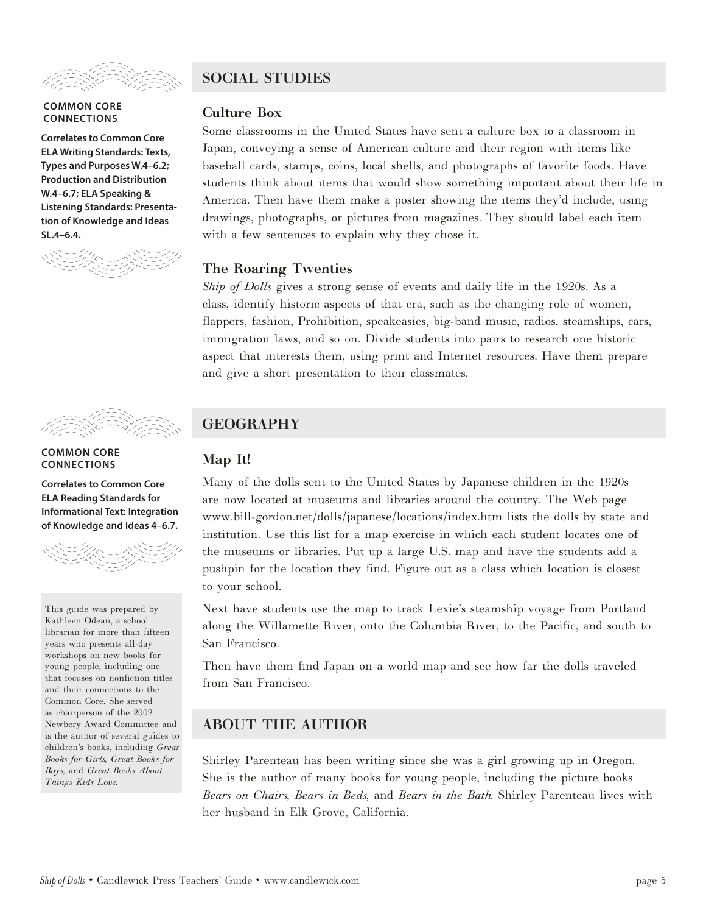## SOCIAL STUDIES

**COMMON CORE CONNECTIONS**

**Correlates to Common Core ELA Writing Standards: Texts, Types and Purposes W.4–6.2; Production and Distribution W.4–6.7; ELA Speaking & Listening Standards: Presentation of Knowledge and Ideas SL.4–6.4.**

### Culture Box

Some classrooms in the United States have sent a culture box to a classroom in Japan, conveying a sense of American culture and their region with items like baseball cards, stamps, coins, local shells, and photographs of favorite foods. Have students think about items that would show something important about their life in America. Then have them make a poster showing the items they'd include, using drawings, photographs, or pictures from magazines. They should label each item with a few sentences to explain why they chose it.

### The Roaring Twenties

*Ship of Dolls* gives a strong sense of events and daily life in the 1920s. As a class, identify historic aspects of that era, such as the changing role of women, flappers, fashion, Prohibition, speakeasies, big-band music, radios, steamships, cars, immigration laws, and so on. Divide students into pairs to research one historic aspect that interests them, using print and Internet resources. Have them prepare and give a short presentation to their classmates.

## GEOGRAPHY

**COMMON CORE CONNECTIONS**

**Correlates to Common Core ELA Reading Standards for Informational Text: Integration of Knowledge and Ideas 4–6.7.**

### Map It!

Many of the dolls sent to the United States by Japanese children in the 1920s are now located at museums and libraries around the country. The Web page www.bill-gordon.net/dolls/japanese/locations/index.htm lists the dolls by state and institution. Use this list for a map exercise in which each student locates one of the museums or libraries. Put up a large U.S. map and have the students add a pushpin for the location they find. Figure out as a class which location is closest to your school.

Next have students use the map to track Lexie's steamship voyage from Portland along the Willamette River, onto the Columbia River, to the Pacific, and south to San Francisco.

Then have them find Japan on a world map and see how far the dolls traveled from San Francisco.

## ABOUT THE AUTHOR

Shirley Parenteau has been writing since she was a girl growing up in Oregon. She is the author of many books for young people, including the picture books *Bears on Chairs*, *Bears in Beds*, and *Bears in the Bath*. Shirley Parenteau lives with her husband in Elk Grove, California.

This guide was prepared by Kathleen Odean, a school librarian for more than fifteen years who presents all-day workshops on new books for young people, including one that focuses on nonfiction titles and their connections to the Common Core. She served as chairperson of the 2002 Newbery Award Committee and is the author of several guides to children's books, including *Great Books for Girls*, *Great Books for Boys*, and *Great Books About Things Kids Love*.